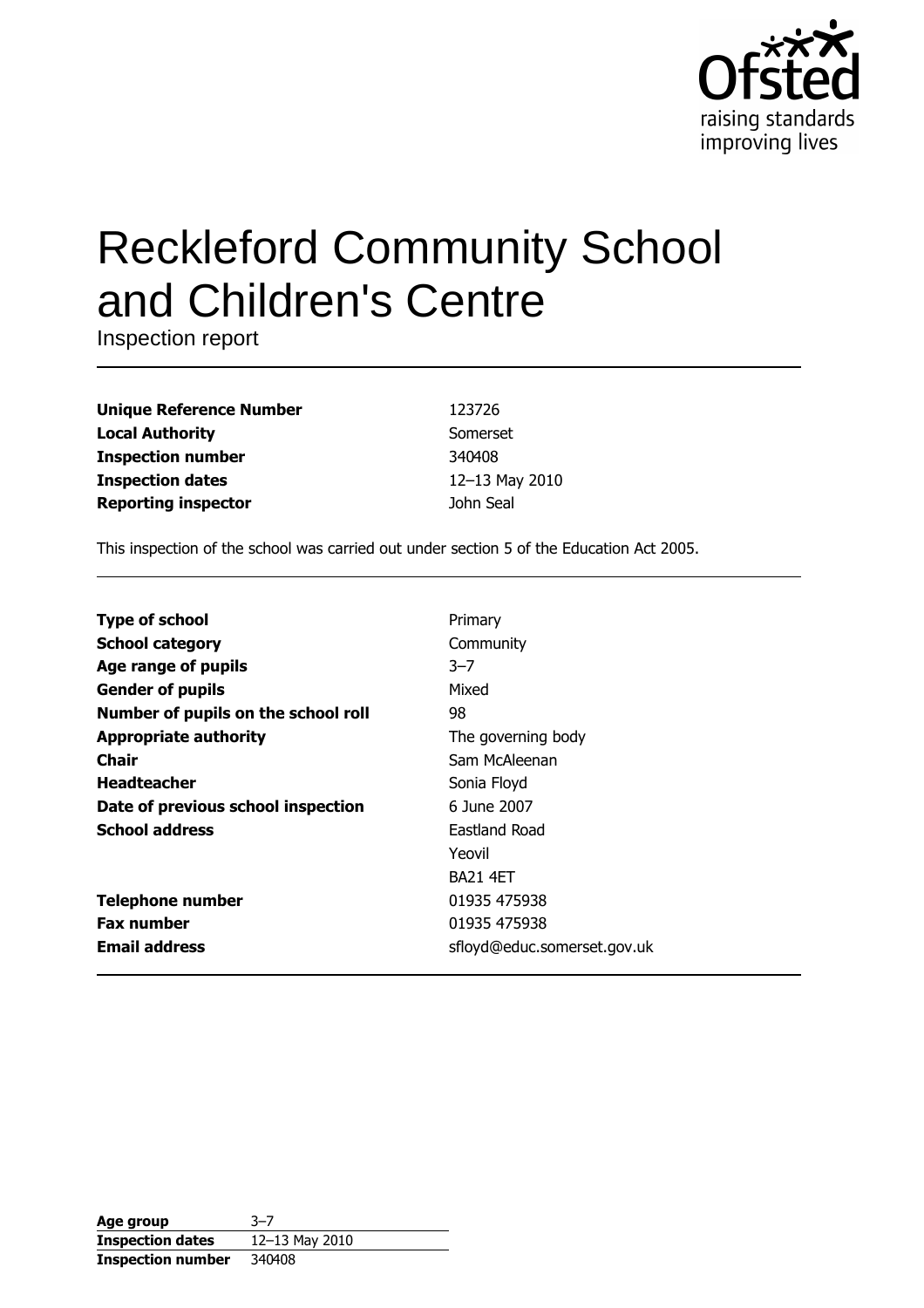Ofsted
raising standards
improving lives

# Reckleford Community School and Children's Centre

Inspection report

| | |
|---|---|
| **Unique Reference Number** | 123726 |
| **Local Authority** | Somerset |
| **Inspection number** | 340408 |
| **Inspection dates** | 12–13 May 2010 |
| **Reporting inspector** | John Seal |

This inspection of the school was carried out under section 5 of the Education Act 2005.

| | |
|---|---|
| **Type of school** | Primary |
| **School category** | Community |
| **Age range of pupils** | 3–7 |
| **Gender of pupils** | Mixed |
| **Number of pupils on the school roll** | 98 |
| **Appropriate authority** | The governing body |
| **Chair** | Sam McAleenan |
| **Headteacher** | Sonia Floyd |
| **Date of previous school inspection** | 6 June 2007 |
| **School address** | Eastland Road<br>Yeovil<br>BA21 4ET |
| **Telephone number** | 01935 475938 |
| **Fax number** | 01935 475938 |
| **Email address** | sfloyd@educ.somerset.gov.uk |

| | |
|---|---|
| **Age group** | 3–7 |
| **Inspection dates** | 12–13 May 2010 |
| **Inspection number** | 340408 |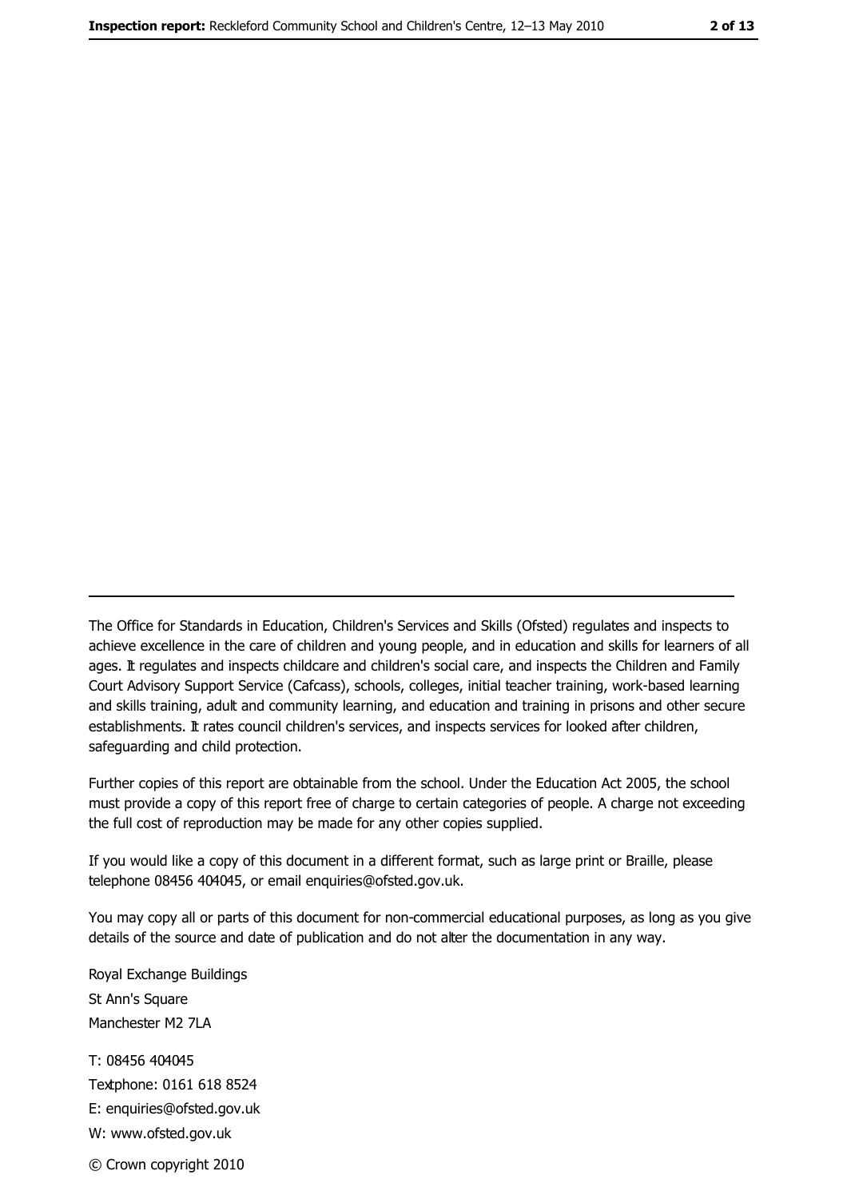---

The Office for Standards in Education, Children's Services and Skills (Ofsted) regulates and inspects to achieve excellence in the care of children and young people, and in education and skills for learners of all ages. It regulates and inspects childcare and children's social care, and inspects the Children and Family Court Advisory Support Service (Cafcass), schools, colleges, initial teacher training, work-based learning and skills training, adult and community learning, and education and training in prisons and other secure establishments. It rates council children's services, and inspects services for looked after children, safeguarding and child protection.

Further copies of this report are obtainable from the school. Under the Education Act 2005, the school must provide a copy of this report free of charge to certain categories of people. A charge not exceeding the full cost of reproduction may be made for any other copies supplied.

If you would like a copy of this document in a different format, such as large print or Braille, please telephone 08456 404045, or email enquiries@ofsted.gov.uk.

You may copy all or parts of this document for non-commercial educational purposes, as long as you give details of the source and date of publication and do not alter the documentation in any way.

Royal Exchange Buildings
St Ann's Square
Manchester M2 7LA

T: 08456 404045
Textphone: 0161 618 8524
E: enquiries@ofsted.gov.uk
W: www.ofsted.gov.uk

© Crown copyright 2010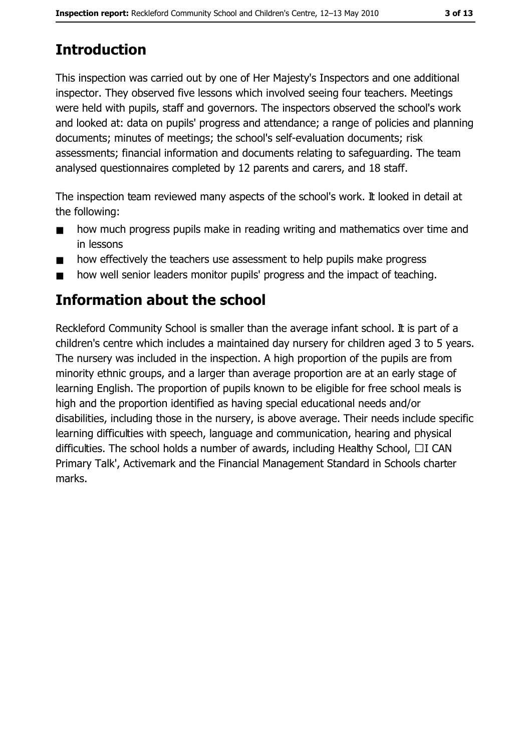# Introduction

This inspection was carried out by one of Her Majesty's Inspectors and one additional inspector. They observed five lessons which involved seeing four teachers. Meetings were held with pupils, staff and governors. The inspectors observed the school's work and looked at: data on pupils' progress and attendance; a range of policies and planning documents; minutes of meetings; the school's self-evaluation documents; risk assessments; financial information and documents relating to safeguarding. The team analysed questionnaires completed by 12 parents and carers, and 18 staff.

The inspection team reviewed many aspects of the school's work. It looked in detail at the following:

- how much progress pupils make in reading writing and mathematics over time and in lessons
- how effectively the teachers use assessment to help pupils make progress
- how well senior leaders monitor pupils' progress and the impact of teaching.

# Information about the school

Reckleford Community School is smaller than the average infant school. It is part of a children's centre which includes a maintained day nursery for children aged 3 to 5 years. The nursery was included in the inspection. A high proportion of the pupils are from minority ethnic groups, and a larger than average proportion are at an early stage of learning English. The proportion of pupils known to be eligible for free school meals is high and the proportion identified as having special educational needs and/or disabilities, including those in the nursery, is above average. Their needs include specific learning difficulties with speech, language and communication, hearing and physical difficulties. The school holds a number of awards, including Healthy School, 'I CAN Primary Talk', Activemark and the Financial Management Standard in Schools charter marks.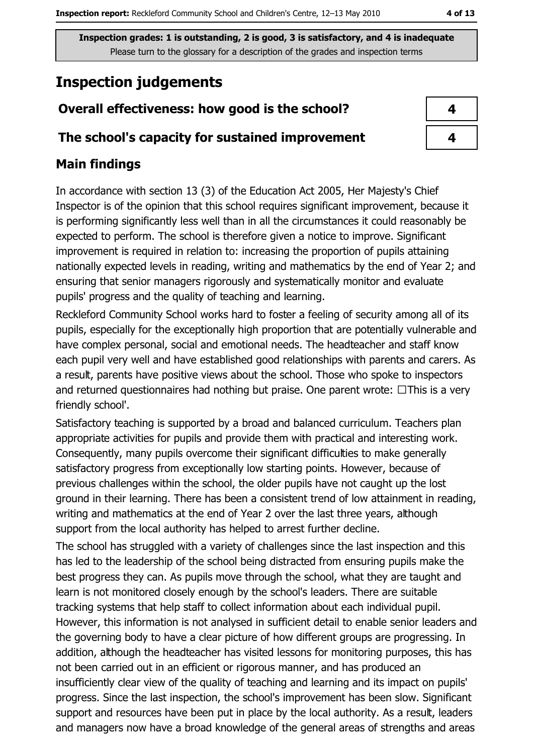**Inspection grades: 1 is outstanding, 2 is good, 3 is satisfactory, and 4 is inadequate**
Please turn to the glossary for a description of the grades and inspection terms

# Inspection judgements

| | |
|---|---|
| **Overall effectiveness: how good is the school?** | 4 |
| **The school's capacity for sustained improvement** | 4 |

## Main findings

In accordance with section 13 (3) of the Education Act 2005, Her Majesty's Chief Inspector is of the opinion that this school requires significant improvement, because it is performing significantly less well than in all the circumstances it could reasonably be expected to perform. The school is therefore given a notice to improve. Significant improvement is required in relation to: increasing the proportion of pupils attaining nationally expected levels in reading, writing and mathematics by the end of Year 2; and ensuring that senior managers rigorously and systematically monitor and evaluate pupils' progress and the quality of teaching and learning.

Reckleford Community School works hard to foster a feeling of security among all of its pupils, especially for the exceptionally high proportion that are potentially vulnerable and have complex personal, social and emotional needs. The headteacher and staff know each pupil very well and have established good relationships with parents and carers. As a result, parents have positive views about the school. Those who spoke to inspectors and returned questionnaires had nothing but praise. One parent wrote: 'This is a very friendly school'.

Satisfactory teaching is supported by a broad and balanced curriculum. Teachers plan appropriate activities for pupils and provide them with practical and interesting work. Consequently, many pupils overcome their significant difficulties to make generally satisfactory progress from exceptionally low starting points. However, because of previous challenges within the school, the older pupils have not caught up the lost ground in their learning. There has been a consistent trend of low attainment in reading, writing and mathematics at the end of Year 2 over the last three years, although support from the local authority has helped to arrest further decline.

The school has struggled with a variety of challenges since the last inspection and this has led to the leadership of the school being distracted from ensuring pupils make the best progress they can. As pupils move through the school, what they are taught and learn is not monitored closely enough by the school's leaders. There are suitable tracking systems that help staff to collect information about each individual pupil. However, this information is not analysed in sufficient detail to enable senior leaders and the governing body to have a clear picture of how different groups are progressing. In addition, although the headteacher has visited lessons for monitoring purposes, this has not been carried out in an efficient or rigorous manner, and has produced an insufficiently clear view of the quality of teaching and learning and its impact on pupils' progress. Since the last inspection, the school's improvement has been slow. Significant support and resources have been put in place by the local authority. As a result, leaders and managers now have a broad knowledge of the general areas of strengths and areas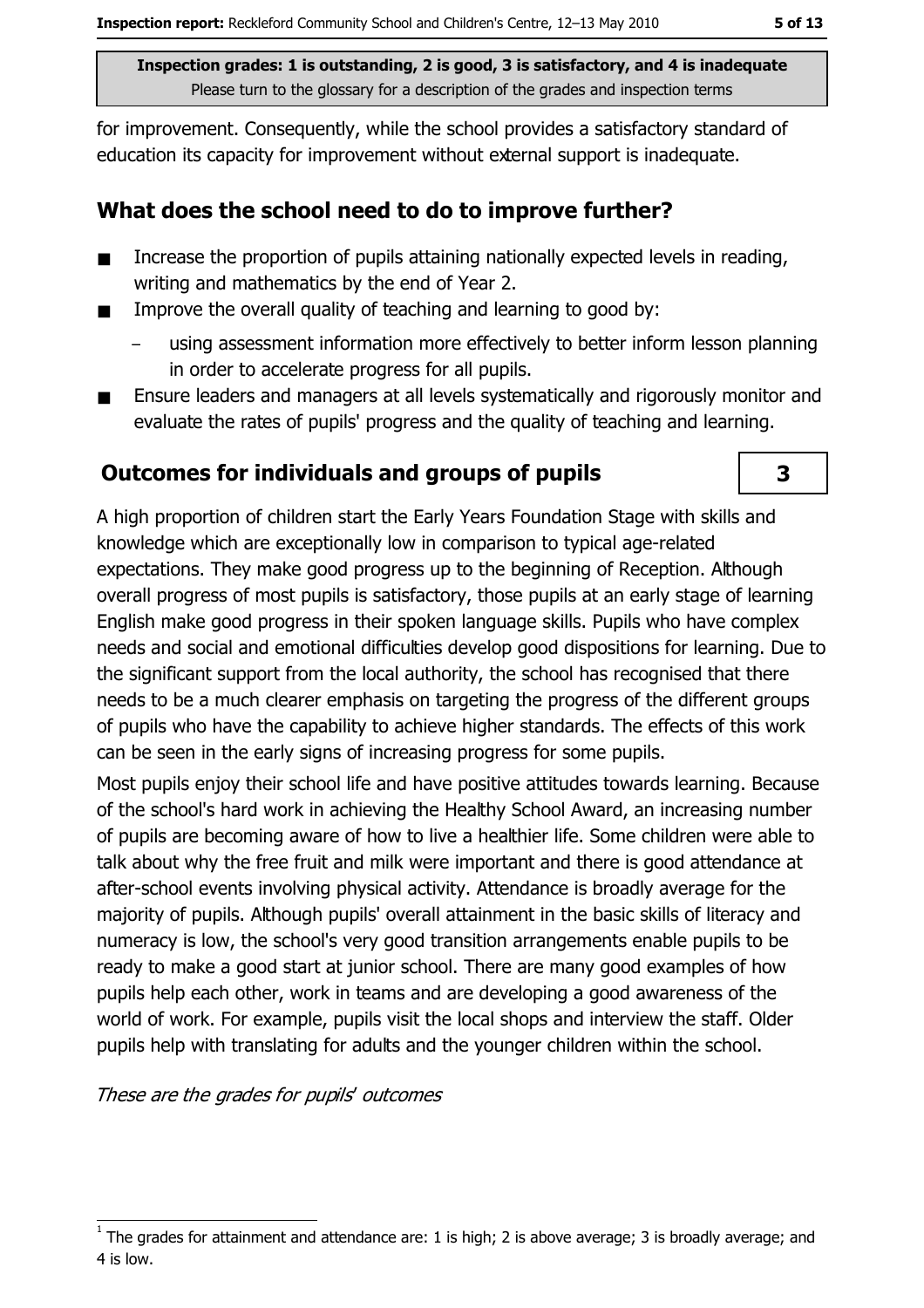**Inspection grades: 1 is outstanding, 2 is good, 3 is satisfactory, and 4 is inadequate**
Please turn to the glossary for a description of the grades and inspection terms

for improvement. Consequently, while the school provides a satisfactory standard of education its capacity for improvement without external support is inadequate.

## What does the school need to do to improve further?

- Increase the proportion of pupils attaining nationally expected levels in reading, writing and mathematics by the end of Year 2.
- Improve the overall quality of teaching and learning to good by:
  - using assessment information more effectively to better inform lesson planning in order to accelerate progress for all pupils.
- Ensure leaders and managers at all levels systematically and rigorously monitor and evaluate the rates of pupils' progress and the quality of teaching and learning.

## Outcomes for individuals and groups of pupils — 3

A high proportion of children start the Early Years Foundation Stage with skills and knowledge which are exceptionally low in comparison to typical age-related expectations. They make good progress up to the beginning of Reception. Although overall progress of most pupils is satisfactory, those pupils at an early stage of learning English make good progress in their spoken language skills. Pupils who have complex needs and social and emotional difficulties develop good dispositions for learning. Due to the significant support from the local authority, the school has recognised that there needs to be a much clearer emphasis on targeting the progress of the different groups of pupils who have the capability to achieve higher standards. The effects of this work can be seen in the early signs of increasing progress for some pupils.

Most pupils enjoy their school life and have positive attitudes towards learning. Because of the school's hard work in achieving the Healthy School Award, an increasing number of pupils are becoming aware of how to live a healthier life. Some children were able to talk about why the free fruit and milk were important and there is good attendance at after-school events involving physical activity. Attendance is broadly average for the majority of pupils. Although pupils' overall attainment in the basic skills of literacy and numeracy is low, the school's very good transition arrangements enable pupils to be ready to make a good start at junior school. There are many good examples of how pupils help each other, work in teams and are developing a good awareness of the world of work. For example, pupils visit the local shops and interview the staff. Older pupils help with translating for adults and the younger children within the school.

*These are the grades for pupils' outcomes*

[1] The grades for attainment and attendance are: 1 is high; 2 is above average; 3 is broadly average; and 4 is low.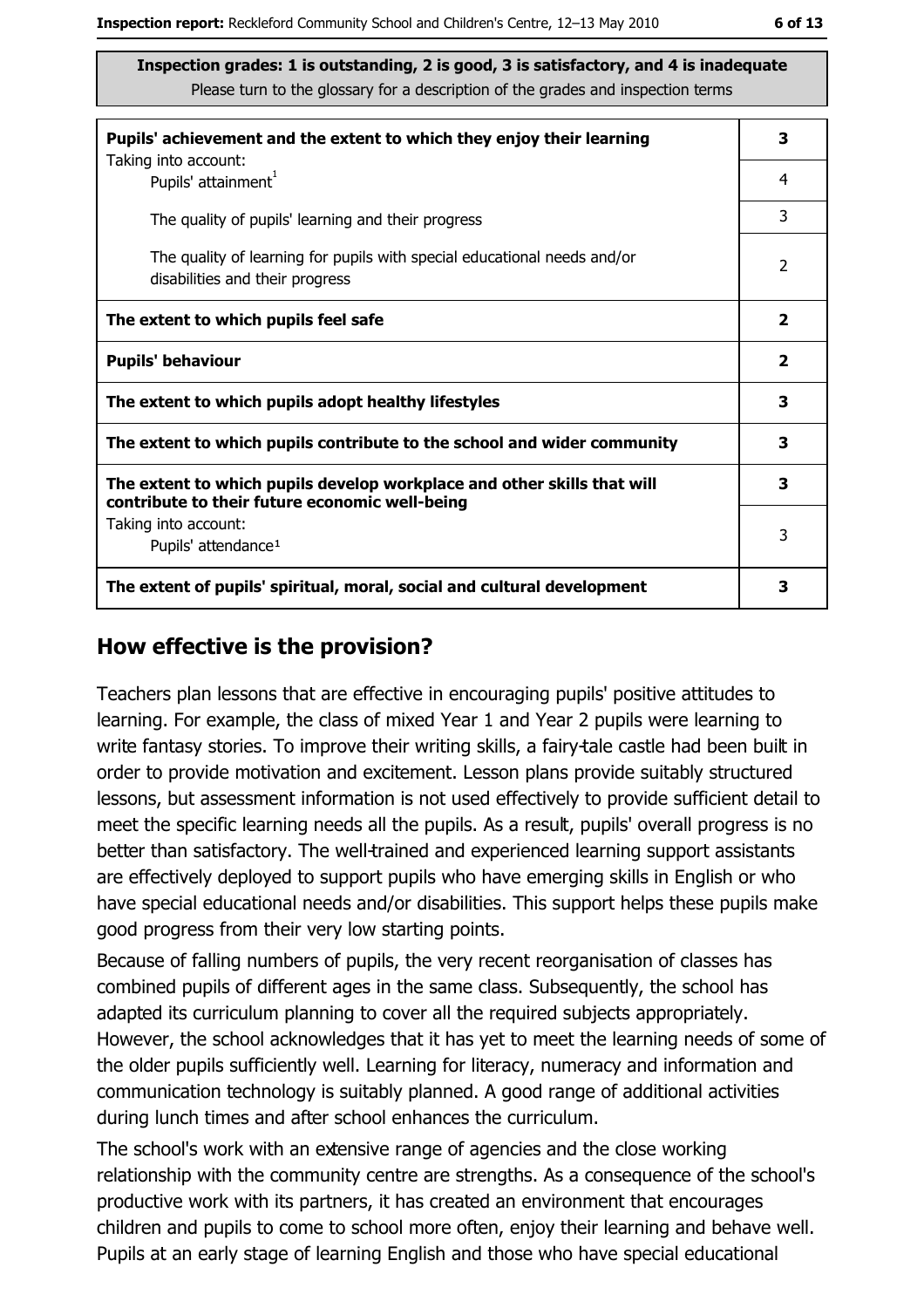**Inspection grades: 1 is outstanding, 2 is good, 3 is satisfactory, and 4 is inadequate**
Please turn to the glossary for a description of the grades and inspection terms

| | |
|---|---|
| **Pupils' achievement and the extent to which they enjoy their learning** | **3** |
| Taking into account: Pupils' attainment[1] | 4 |
| The quality of pupils' learning and their progress | 3 |
| The quality of learning for pupils with special educational needs and/or disabilities and their progress | 2 |
| **The extent to which pupils feel safe** | **2** |
| **Pupils' behaviour** | **2** |
| **The extent to which pupils adopt healthy lifestyles** | **3** |
| **The extent to which pupils contribute to the school and wider community** | **3** |
| **The extent to which pupils develop workplace and other skills that will contribute to their future economic well-being** | **3** |
| Taking into account: Pupils' attendance[1] | 3 |
| **The extent of pupils' spiritual, moral, social and cultural development** | **3** |

## How effective is the provision?

Teachers plan lessons that are effective in encouraging pupils' positive attitudes to learning. For example, the class of mixed Year 1 and Year 2 pupils were learning to write fantasy stories. To improve their writing skills, a fairy-tale castle had been built in order to provide motivation and excitement. Lesson plans provide suitably structured lessons, but assessment information is not used effectively to provide sufficient detail to meet the specific learning needs all the pupils. As a result, pupils' overall progress is no better than satisfactory. The well-trained and experienced learning support assistants are effectively deployed to support pupils who have emerging skills in English or who have special educational needs and/or disabilities. This support helps these pupils make good progress from their very low starting points.

Because of falling numbers of pupils, the very recent reorganisation of classes has combined pupils of different ages in the same class. Subsequently, the school has adapted its curriculum planning to cover all the required subjects appropriately. However, the school acknowledges that it has yet to meet the learning needs of some of the older pupils sufficiently well. Learning for literacy, numeracy and information and communication technology is suitably planned. A good range of additional activities during lunch times and after school enhances the curriculum.

The school's work with an extensive range of agencies and the close working relationship with the community centre are strengths. As a consequence of the school's productive work with its partners, it has created an environment that encourages children and pupils to come to school more often, enjoy their learning and behave well. Pupils at an early stage of learning English and those who have special educational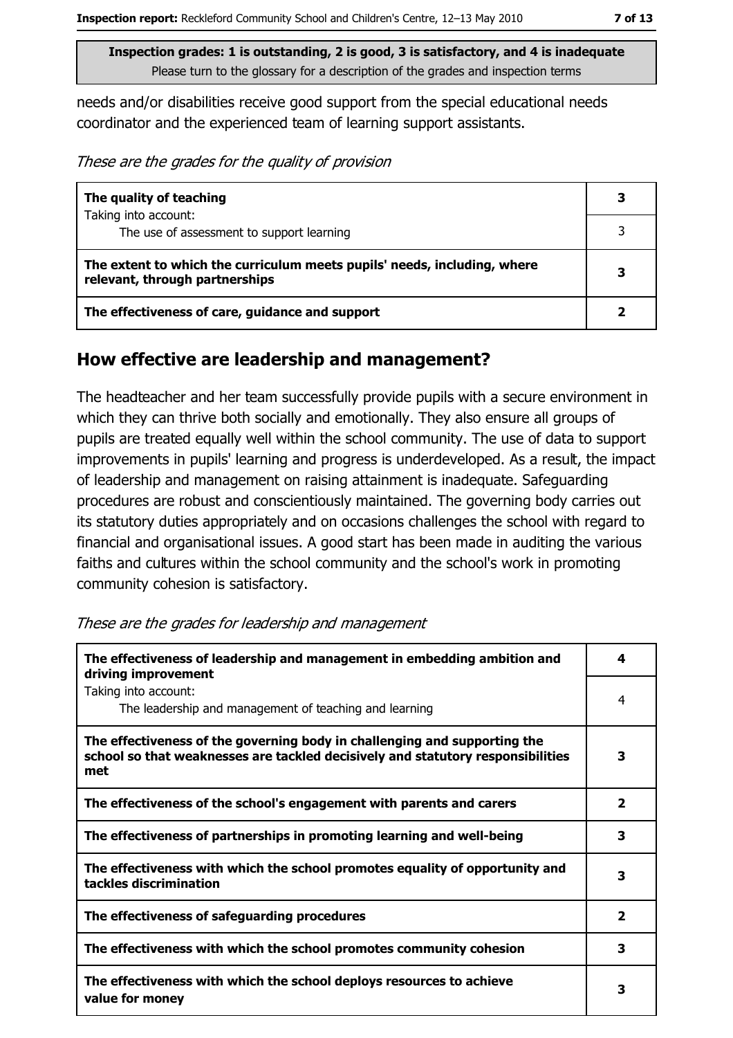Inspection grades: 1 is outstanding, 2 is good, 3 is satisfactory, and 4 is inadequate
Please turn to the glossary for a description of the grades and inspection terms

needs and/or disabilities receive good support from the special educational needs coordinator and the experienced team of learning support assistants.

*These are the grades for the quality of provision*

| | |
|---|---|
| **The quality of teaching** | **3** |
| Taking into account: The use of assessment to support learning | 3 |
| **The extent to which the curriculum meets pupils' needs, including, where relevant, through partnerships** | **3** |
| **The effectiveness of care, guidance and support** | **2** |

## How effective are leadership and management?

The headteacher and her team successfully provide pupils with a secure environment in which they can thrive both socially and emotionally. They also ensure all groups of pupils are treated equally well within the school community. The use of data to support improvements in pupils' learning and progress is underdeveloped. As a result, the impact of leadership and management on raising attainment is inadequate. Safeguarding procedures are robust and conscientiously maintained. The governing body carries out its statutory duties appropriately and on occasions challenges the school with regard to financial and organisational issues. A good start has been made in auditing the various faiths and cultures within the school community and the school's work in promoting community cohesion is satisfactory.

*These are the grades for leadership and management*

| | |
|---|---|
| **The effectiveness of leadership and management in embedding ambition and driving improvement** | **4** |
| Taking into account: The leadership and management of teaching and learning | 4 |
| **The effectiveness of the governing body in challenging and supporting the school so that weaknesses are tackled decisively and statutory responsibilities met** | **3** |
| **The effectiveness of the school's engagement with parents and carers** | **2** |
| **The effectiveness of partnerships in promoting learning and well-being** | **3** |
| **The effectiveness with which the school promotes equality of opportunity and tackles discrimination** | **3** |
| **The effectiveness of safeguarding procedures** | **2** |
| **The effectiveness with which the school promotes community cohesion** | **3** |
| **The effectiveness with which the school deploys resources to achieve value for money** | **3** |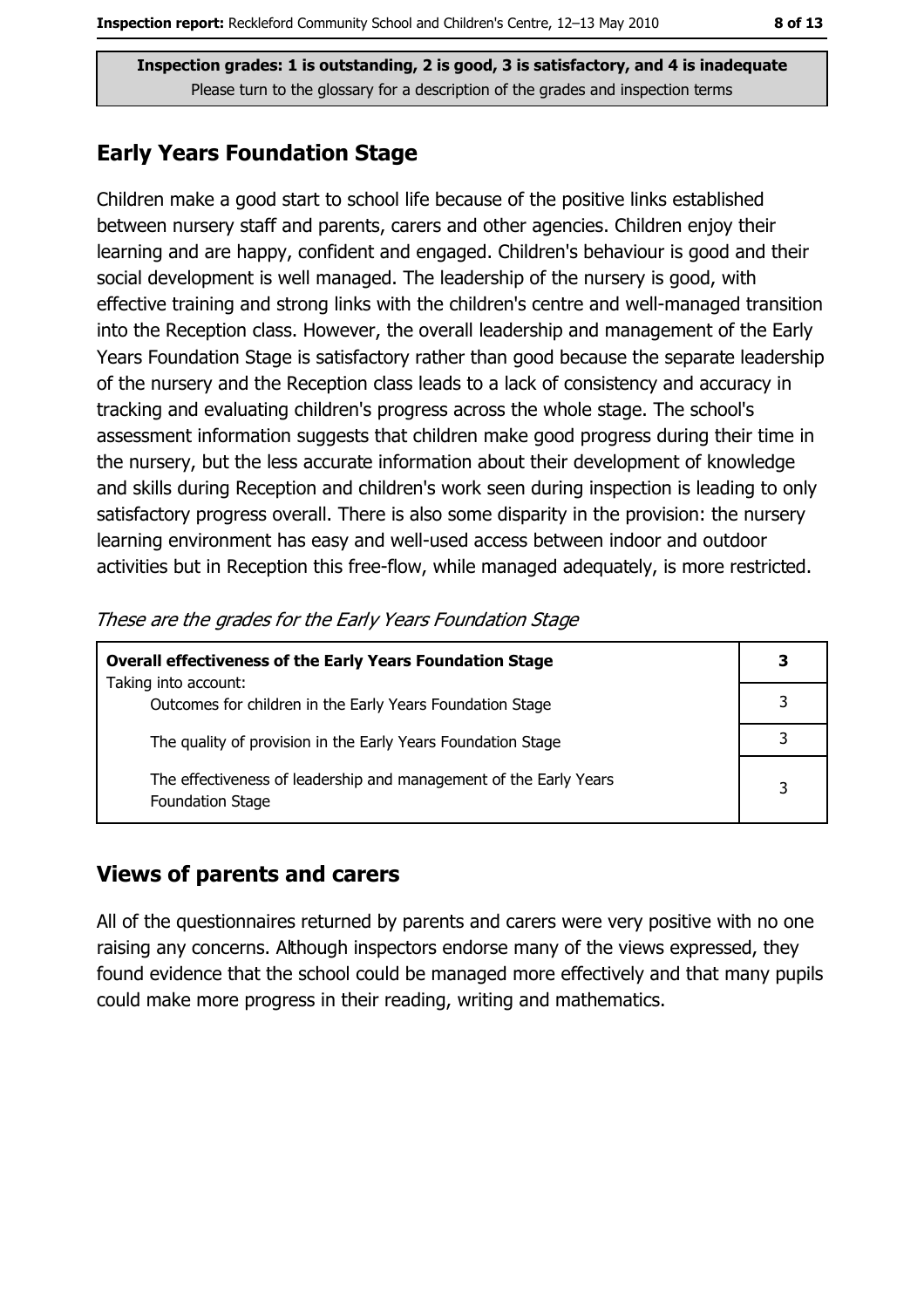**Inspection grades: 1 is outstanding, 2 is good, 3 is satisfactory, and 4 is inadequate**
Please turn to the glossary for a description of the grades and inspection terms

## Early Years Foundation Stage

Children make a good start to school life because of the positive links established between nursery staff and parents, carers and other agencies. Children enjoy their learning and are happy, confident and engaged. Children's behaviour is good and their social development is well managed. The leadership of the nursery is good, with effective training and strong links with the children's centre and well-managed transition into the Reception class. However, the overall leadership and management of the Early Years Foundation Stage is satisfactory rather than good because the separate leadership of the nursery and the Reception class leads to a lack of consistency and accuracy in tracking and evaluating children's progress across the whole stage. The school's assessment information suggests that children make good progress during their time in the nursery, but the less accurate information about their development of knowledge and skills during Reception and children's work seen during inspection is leading to only satisfactory progress overall. There is also some disparity in the provision: the nursery learning environment has easy and well-used access between indoor and outdoor activities but in Reception this free-flow, while managed adequately, is more restricted.

*These are the grades for the Early Years Foundation Stage*

| **Overall effectiveness of the Early Years Foundation Stage**<br>Taking into account: | **3** |
|---|---|
| Outcomes for children in the Early Years Foundation Stage | 3 |
| The quality of provision in the Early Years Foundation Stage | 3 |
| The effectiveness of leadership and management of the Early Years Foundation Stage | 3 |

## Views of parents and carers

All of the questionnaires returned by parents and carers were very positive with no one raising any concerns. Although inspectors endorse many of the views expressed, they found evidence that the school could be managed more effectively and that many pupils could make more progress in their reading, writing and mathematics.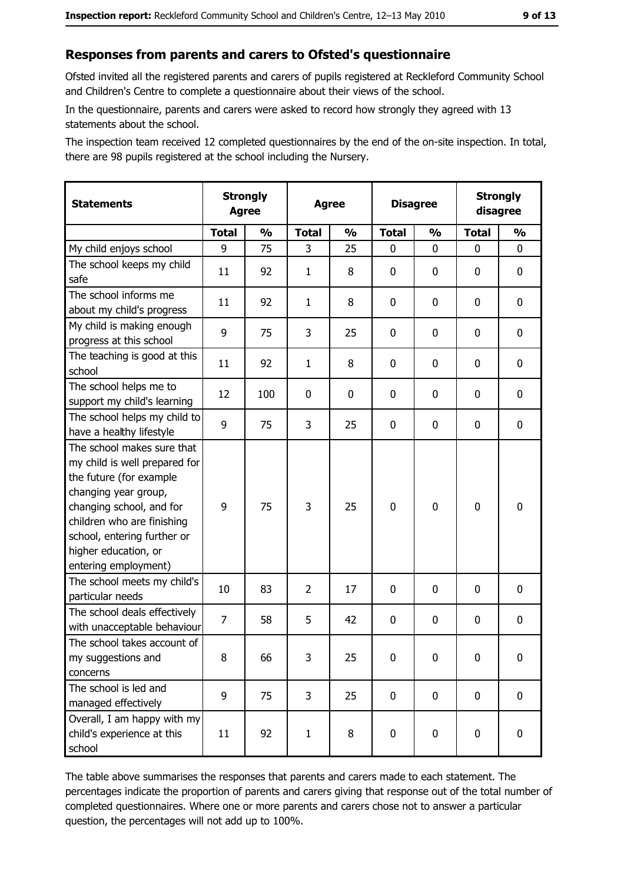## Responses from parents and carers to Ofsted's questionnaire

Ofsted invited all the registered parents and carers of pupils registered at Reckleford Community School and Children's Centre to complete a questionnaire about their views of the school.

In the questionnaire, parents and carers were asked to record how strongly they agreed with 13 statements about the school.

The inspection team received 12 completed questionnaires by the end of the on-site inspection. In total, there are 98 pupils registered at the school including the Nursery.

| Statements | Strongly Agree | | Agree | | Disagree | | Strongly disagree | |
|---|---|---|---|---|---|---|---|---|
| | Total | % | Total | % | Total | % | Total | % |
| My child enjoys school | 9 | 75 | 3 | 25 | 0 | 0 | 0 | 0 |
| The school keeps my child safe | 11 | 92 | 1 | 8 | 0 | 0 | 0 | 0 |
| The school informs me about my child's progress | 11 | 92 | 1 | 8 | 0 | 0 | 0 | 0 |
| My child is making enough progress at this school | 9 | 75 | 3 | 25 | 0 | 0 | 0 | 0 |
| The teaching is good at this school | 11 | 92 | 1 | 8 | 0 | 0 | 0 | 0 |
| The school helps me to support my child's learning | 12 | 100 | 0 | 0 | 0 | 0 | 0 | 0 |
| The school helps my child to have a healthy lifestyle | 9 | 75 | 3 | 25 | 0 | 0 | 0 | 0 |
| The school makes sure that my child is well prepared for the future (for example changing year group, changing school, and for children who are finishing school, entering further or higher education, or entering employment) | 9 | 75 | 3 | 25 | 0 | 0 | 0 | 0 |
| The school meets my child's particular needs | 10 | 83 | 2 | 17 | 0 | 0 | 0 | 0 |
| The school deals effectively with unacceptable behaviour | 7 | 58 | 5 | 42 | 0 | 0 | 0 | 0 |
| The school takes account of my suggestions and concerns | 8 | 66 | 3 | 25 | 0 | 0 | 0 | 0 |
| The school is led and managed effectively | 9 | 75 | 3 | 25 | 0 | 0 | 0 | 0 |
| Overall, I am happy with my child's experience at this school | 11 | 92 | 1 | 8 | 0 | 0 | 0 | 0 |

The table above summarises the responses that parents and carers made to each statement. The percentages indicate the proportion of parents and carers giving that response out of the total number of completed questionnaires. Where one or more parents and carers chose not to answer a particular question, the percentages will not add up to 100%.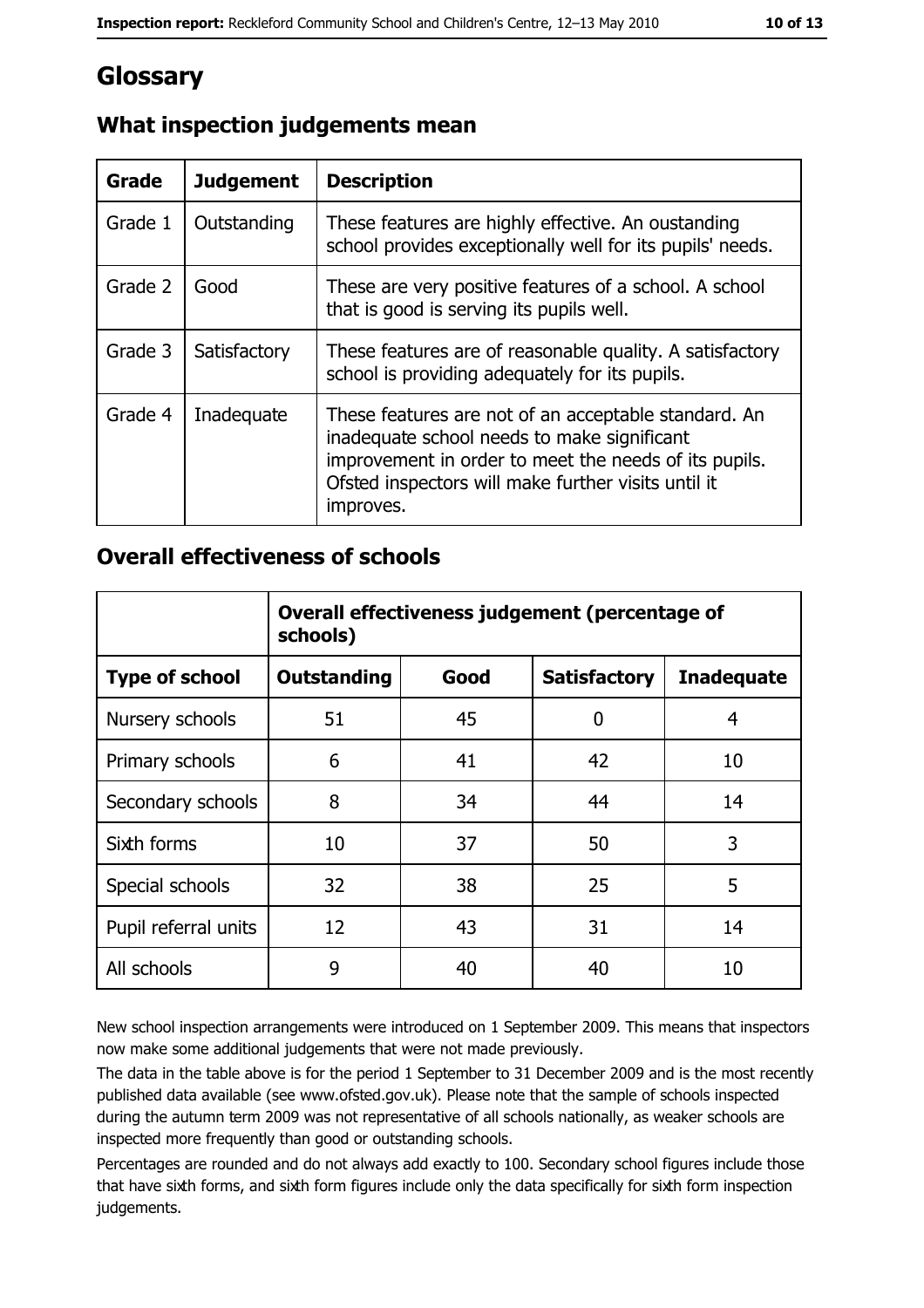# Glossary

## What inspection judgements mean

| Grade | Judgement | Description |
|---|---|---|
| Grade 1 | Outstanding | These features are highly effective. An oustanding school provides exceptionally well for its pupils' needs. |
| Grade 2 | Good | These are very positive features of a school. A school that is good is serving its pupils well. |
| Grade 3 | Satisfactory | These features are of reasonable quality. A satisfactory school is providing adequately for its pupils. |
| Grade 4 | Inadequate | These features are not of an acceptable standard. An inadequate school needs to make significant improvement in order to meet the needs of its pupils. Ofsted inspectors will make further visits until it improves. |

## Overall effectiveness of schools

| | Overall effectiveness judgement (percentage of schools) | | | |
|---|---|---|---|---|
| **Type of school** | **Outstanding** | **Good** | **Satisfactory** | **Inadequate** |
| Nursery schools | 51 | 45 | 0 | 4 |
| Primary schools | 6 | 41 | 42 | 10 |
| Secondary schools | 8 | 34 | 44 | 14 |
| Sixth forms | 10 | 37 | 50 | 3 |
| Special schools | 32 | 38 | 25 | 5 |
| Pupil referral units | 12 | 43 | 31 | 14 |
| All schools | 9 | 40 | 40 | 10 |

New school inspection arrangements were introduced on 1 September 2009. This means that inspectors now make some additional judgements that were not made previously.

The data in the table above is for the period 1 September to 31 December 2009 and is the most recently published data available (see www.ofsted.gov.uk). Please note that the sample of schools inspected during the autumn term 2009 was not representative of all schools nationally, as weaker schools are inspected more frequently than good or outstanding schools.

Percentages are rounded and do not always add exactly to 100. Secondary school figures include those that have sixth forms, and sixth form figures include only the data specifically for sixth form inspection judgements.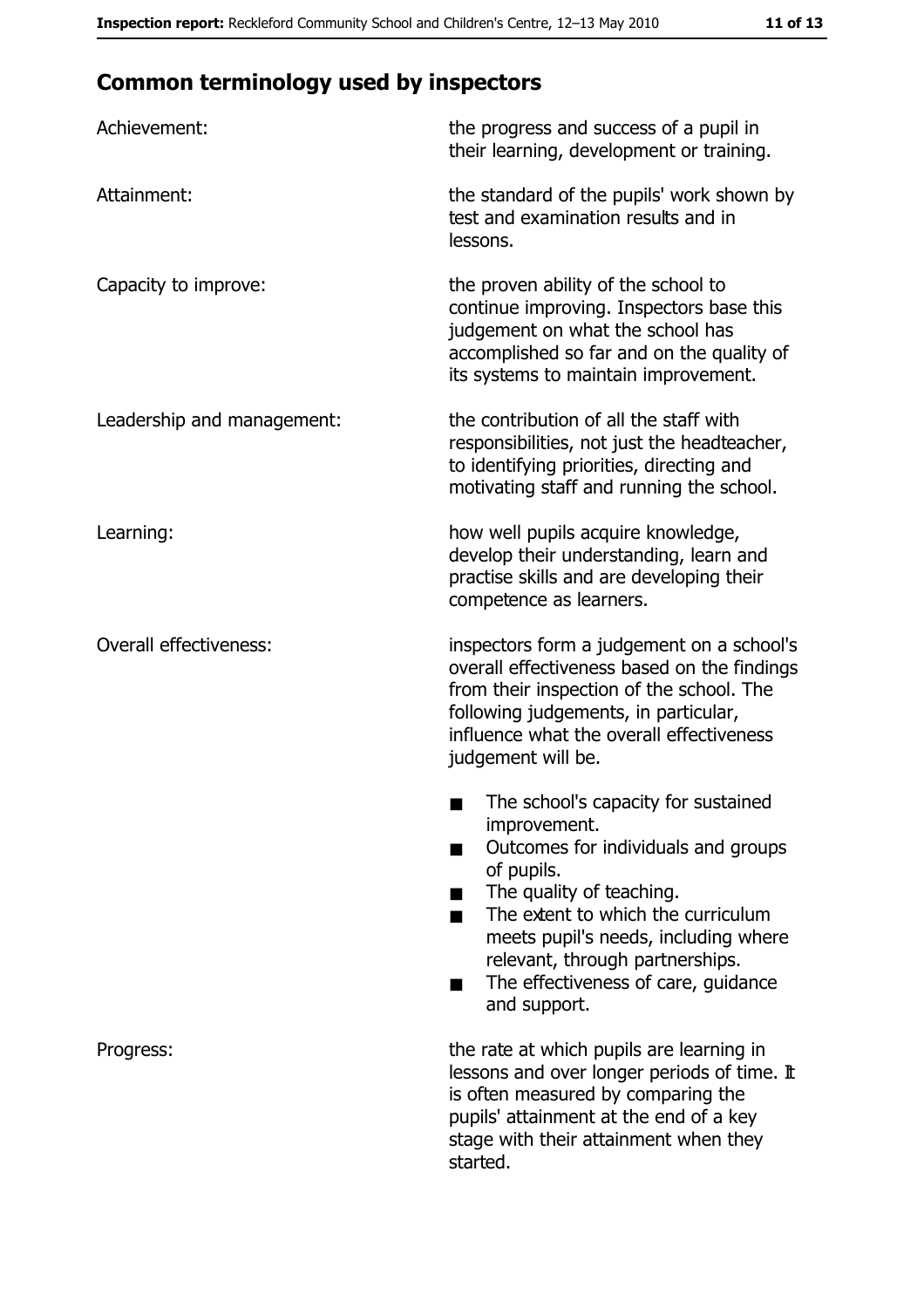## Common terminology used by inspectors

| | |
|---|---|
| Achievement: | the progress and success of a pupil in their learning, development or training. |
| Attainment: | the standard of the pupils' work shown by test and examination results and in lessons. |
| Capacity to improve: | the proven ability of the school to continue improving. Inspectors base this judgement on what the school has accomplished so far and on the quality of its systems to maintain improvement. |
| Leadership and management: | the contribution of all the staff with responsibilities, not just the headteacher, to identifying priorities, directing and motivating staff and running the school. |
| Learning: | how well pupils acquire knowledge, develop their understanding, learn and practise skills and are developing their competence as learners. |
| Overall effectiveness: | inspectors form a judgement on a school's overall effectiveness based on the findings from their inspection of the school. The following judgements, in particular, influence what the overall effectiveness judgement will be.<br>■ The school's capacity for sustained improvement.<br>■ Outcomes for individuals and groups of pupils.<br>■ The quality of teaching.<br>■ The extent to which the curriculum meets pupil's needs, including where relevant, through partnerships.<br>■ The effectiveness of care, guidance and support. |
| Progress: | the rate at which pupils are learning in lessons and over longer periods of time. It is often measured by comparing the pupils' attainment at the end of a key stage with their attainment when they started. |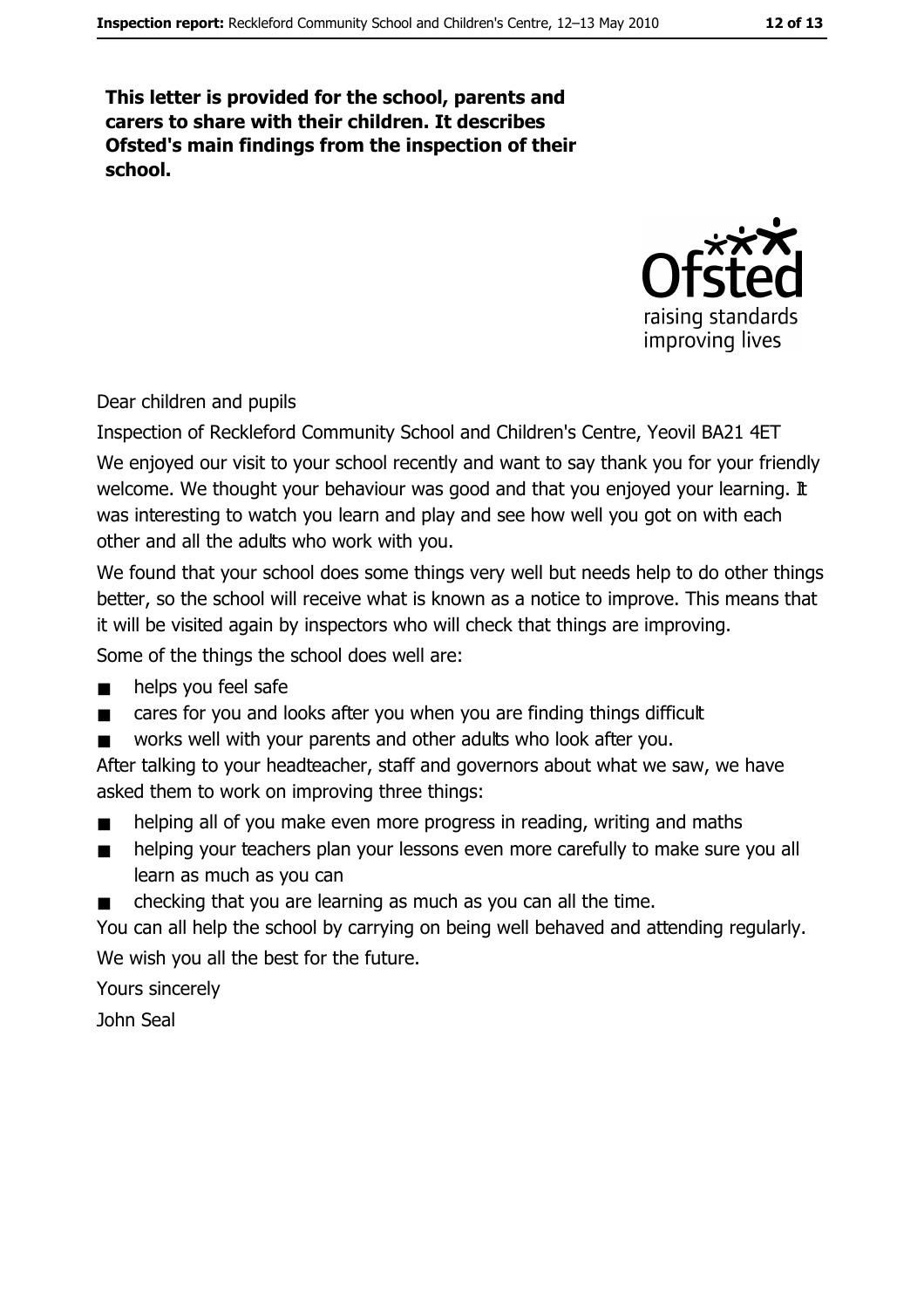**This letter is provided for the school, parents and carers to share with their children. It describes Ofsted's main findings from the inspection of their school.**

Dear children and pupils

Inspection of Reckleford Community School and Children's Centre, Yeovil BA21 4ET

We enjoyed our visit to your school recently and want to say thank you for your friendly welcome. We thought your behaviour was good and that you enjoyed your learning. It was interesting to watch you learn and play and see how well you got on with each other and all the adults who work with you.

We found that your school does some things very well but needs help to do other things better, so the school will receive what is known as a notice to improve. This means that it will be visited again by inspectors who will check that things are improving.

Some of the things the school does well are:

- helps you feel safe
- cares for you and looks after you when you are finding things difficult
- works well with your parents and other adults who look after you.

After talking to your headteacher, staff and governors about what we saw, we have asked them to work on improving three things:

- helping all of you make even more progress in reading, writing and maths
- helping your teachers plan your lessons even more carefully to make sure you all learn as much as you can
- checking that you are learning as much as you can all the time.

You can all help the school by carrying on being well behaved and attending regularly.

We wish you all the best for the future.

Yours sincerely

John Seal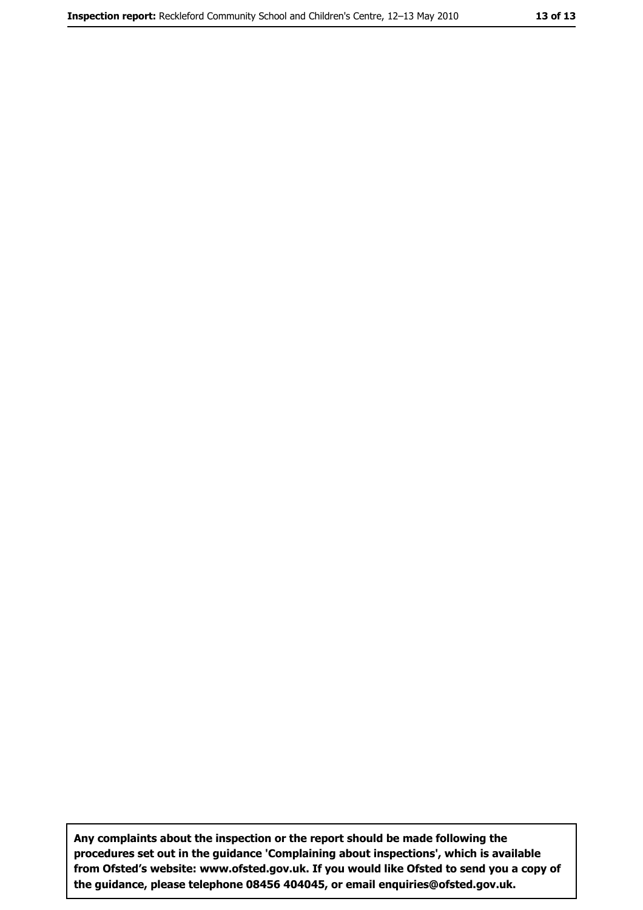**Any complaints about the inspection or the report should be made following the procedures set out in the guidance 'Complaining about inspections', which is available from Ofsted's website: www.ofsted.gov.uk. If you would like Ofsted to send you a copy of the guidance, please telephone 08456 404045, or email enquiries@ofsted.gov.uk.**